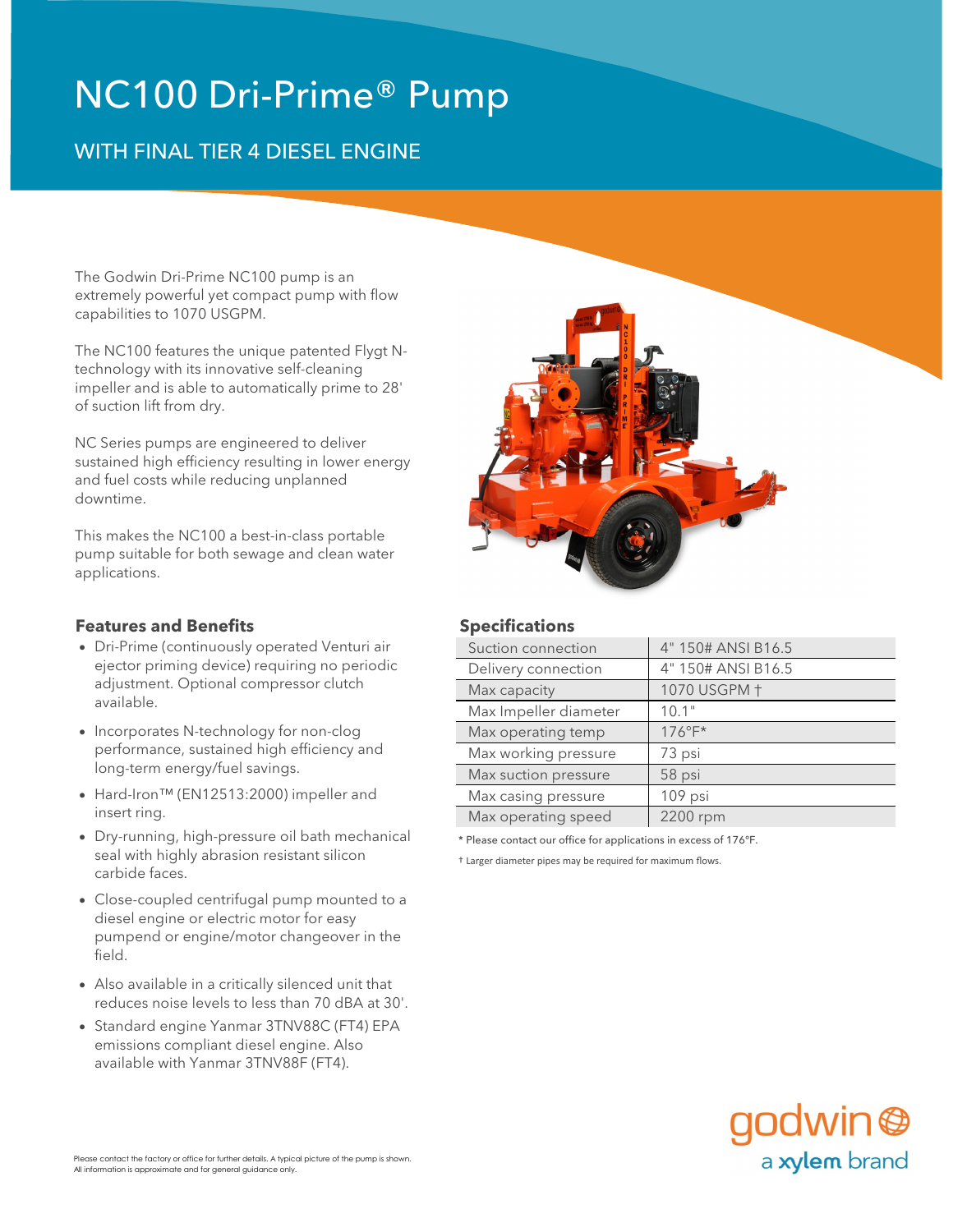# NC100 Dri-Prime® Pump

## WITH FINAL TIER 4 DIESEL ENGINE

The Godwin Dri-Prime NC100 pump is an extremely powerful yet compact pump with flow capabilities to 1070 USGPM.

The NC100 features the unique patented Flygt N-technology with its innovative self-cleaning impeller and is able to automatically prime to 28' of suction lift from dry.

NC Series pumps are engineered to deliver sustained high efficiency resulting in lower energy and fuel costs while reducing unplanned downtime.

This makes the NC100 a best-in-class portable pump suitable for both sewage and clean water applications.

### Features and Benefits

- Dri-Prime (continuously operated Venturi air ejector priming device) requiring no periodic adjustment. Optional compressor clutch available.
- Incorporates N-technology for non-clog performance, sustained high efficiency and long-term energy/fuel savings.
- Hard-Iron™ (EN12513:2000) impeller and insert ring.
- Dry-running, high-pressure oil bath mechanical seal with highly abrasion resistant silicon carbide faces.
- Close-coupled centrifugal pump mounted to a diesel engine or electric motor for easy pumpend or engine/motor changeover in the field.
- Also available in a critically silenced unit that reduces noise levels to less than 70 dBA at 30'.
- Standard engine Yanmar 3TNV88C (FT4) EPA emissions compliant diesel engine. Also available with Yanmar 3TNV88F (FT4).

### Specifications

| | |
|---|---|
| Suction connection | 4" 150# ANSI B16.5 |
| Delivery connection | 4" 150# ANSI B16.5 |
| Max capacity | 1070 USGPM † |
| Max Impeller diameter | 10.1" |
| Max operating temp | 176°F* |
| Max working pressure | 73 psi |
| Max suction pressure | 58 psi |
| Max casing pressure | 109 psi |
| Max operating speed | 2200 rpm |

\* Please contact our office for applications in excess of 176°F.

† Larger diameter pipes may be required for maximum flows.

Please contact the factory or office for further details. A typical picture of the pump is shown. All information is approximate and for general guidance only.

godwin a xylem brand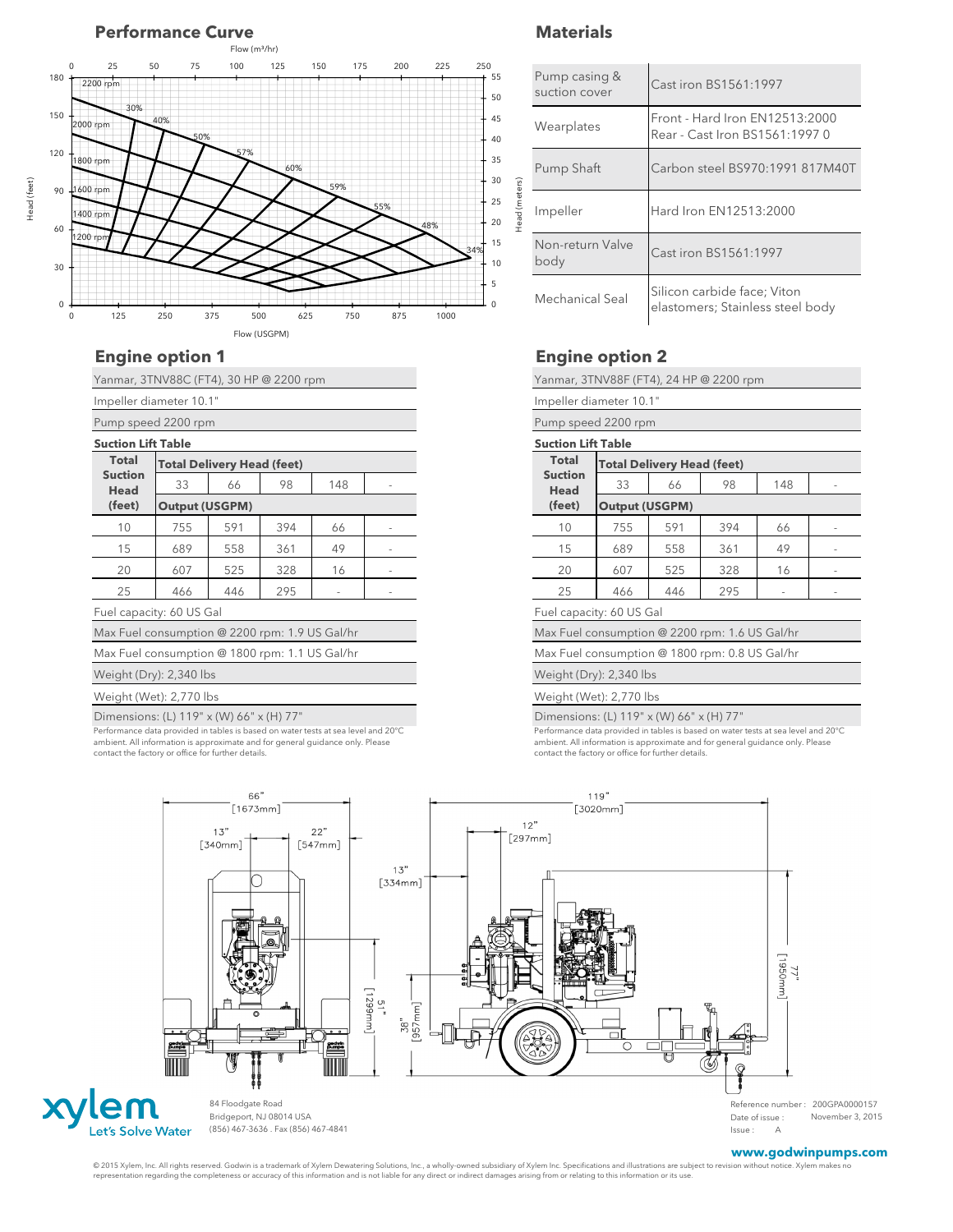## Performance Curve

Flow (m³/hr)

0 25 50 75 100 125 150 175 200 225 250

Head (feet)

180 150 120 90 60 30 0

Head (meters)

55 50 45 40 35 30 25 20 15 10 5 0

2200 rpm
2000 rpm
1800 rpm
1600 rpm
1400 rpm
1200 rpm

30% 40% 50% 57% 60% 59% 55% 48% 34%

0 125 250 375 500 625 750 875 1000

Flow (USGPM)

## Materials

| | |
|---|---|
| Pump casing & suction cover | Cast iron BS1561:1997 |
| Wearplates | Front - Hard Iron EN12513:2000<br>Rear - Cast Iron BS1561:1997 0 |
| Pump Shaft | Carbon steel BS970:1991 817M40T |
| Impeller | Hard Iron EN12513:2000 |
| Non-return Valve body | Cast iron BS1561:1997 |
| Mechanical Seal | Silicon carbide face; Viton elastomers; Stainless steel body |

## Engine option 1

Yanmar, 3TNV88C (FT4), 30 HP @ 2200 rpm

Impeller diameter 10.1"

Pump speed 2200 rpm

**Suction Lift Table**

| Total Suction Head (feet) | Total Delivery Head (feet) | | | | |
|---|---|---|---|---|---|
| | 33 | 66 | 98 | 148 | - |
| | Output (USGPM) | | | | |
| 10 | 755 | 591 | 394 | 66 | - |
| 15 | 689 | 558 | 361 | 49 | - |
| 20 | 607 | 525 | 328 | 16 | - |
| 25 | 466 | 446 | 295 | - | - |

Fuel capacity: 60 US Gal

Max Fuel consumption @ 2200 rpm: 1.9 US Gal/hr

Max Fuel consumption @ 1800 rpm: 1.1 US Gal/hr

Weight (Dry): 2,340 lbs

Weight (Wet): 2,770 lbs

Dimensions: (L) 119" x (W) 66" x (H) 77"

Performance data provided in tables is based on water tests at sea level and 20°C ambient. All information is approximate and for general guidance only. Please contact the factory or office for further details.

## Engine option 2

Yanmar, 3TNV88F (FT4), 24 HP @ 2200 rpm

Impeller diameter 10.1"

Pump speed 2200 rpm

**Suction Lift Table**

| Total Suction Head (feet) | Total Delivery Head (feet) | | | | |
|---|---|---|---|---|---|
| | 33 | 66 | 98 | 148 | - |
| | Output (USGPM) | | | | |
| 10 | 755 | 591 | 394 | 66 | - |
| 15 | 689 | 558 | 361 | 49 | - |
| 20 | 607 | 525 | 328 | 16 | - |
| 25 | 466 | 446 | 295 | - | - |

Fuel capacity: 60 US Gal

Max Fuel consumption @ 2200 rpm: 1.6 US Gal/hr

Max Fuel consumption @ 1800 rpm: 0.8 US Gal/hr

Weight (Dry): 2,340 lbs

Weight (Wet): 2,770 lbs

Dimensions: (L) 119" x (W) 66" x (H) 77"

Performance data provided in tables is based on water tests at sea level and 20°C ambient. All information is approximate and for general guidance only. Please contact the factory or office for further details.

66" [1673mm]
13" [340mm]
22" [547mm]
13" [334mm]
51" [1299mm]
38" [957mm]
119" [3020mm]
12" [297mm]
77" [1950mm]

xylem
Let's Solve Water

84 Floodgate Road
Bridgeport, NJ 08014 USA
(856) 467-3636 . Fax (856) 467-4841

Reference number : 200GPA0000157
Date of issue : November 3, 2015
Issue : A

**www.godwinpumps.com**

© 2015 Xylem, Inc. All rights reserved. Godwin is a trademark of Xylem Dewatering Solutions, Inc., a wholly-owned subsidiary of Xylem Inc. Specifications and illustrations are subject to revision without notice. Xylem makes no representation regarding the completeness or accuracy of this information and is not liable for any direct or indirect damages arising from or relating to this information or its use.